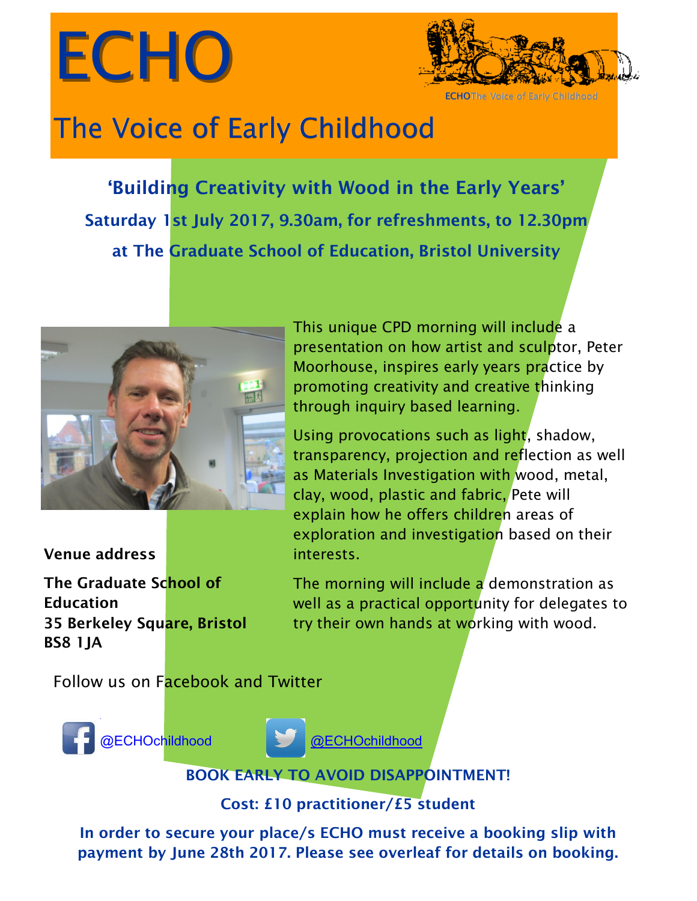# ECHO

ECHO The Voice of Early Childhood

## The Voice of Early Childhood

### 'Building Creativity with Wood in the Early Years'

**Saturday 1st July 2017, 9.30am, for refreshments, to 12.30pm**

**at The Graduate School of Education, Bristol University**

This unique CPD morning will include a presentation on how artist and sculptor, Peter Moorhouse, inspires early years practice by promoting creativity and creative thinking through inquiry based learning.

Using provocations such as light, shadow, transparency, projection and reflection as well as Materials Investigation with wood, metal, clay, wood, plastic and fabric, Pete will explain how he offers children areas of exploration and investigation based on their interests.

The morning will include a demonstration as well as a practical opportunity for delegates to try their own hands at working with wood.

**Venue address**

**The Graduate School of Education**
**35 Berkeley Square, Bristol**
**BS8 1JA**

Follow us on Facebook and Twitter

@ECHOchildhood

@ECHOchildhood

**BOOK EARLY TO AVOID DISAPPOINTMENT!**

**Cost: £10 practitioner/£5 student**

**In order to secure your place/s ECHO must receive a booking slip with payment by June 28th 2017. Please see overleaf for details on booking.**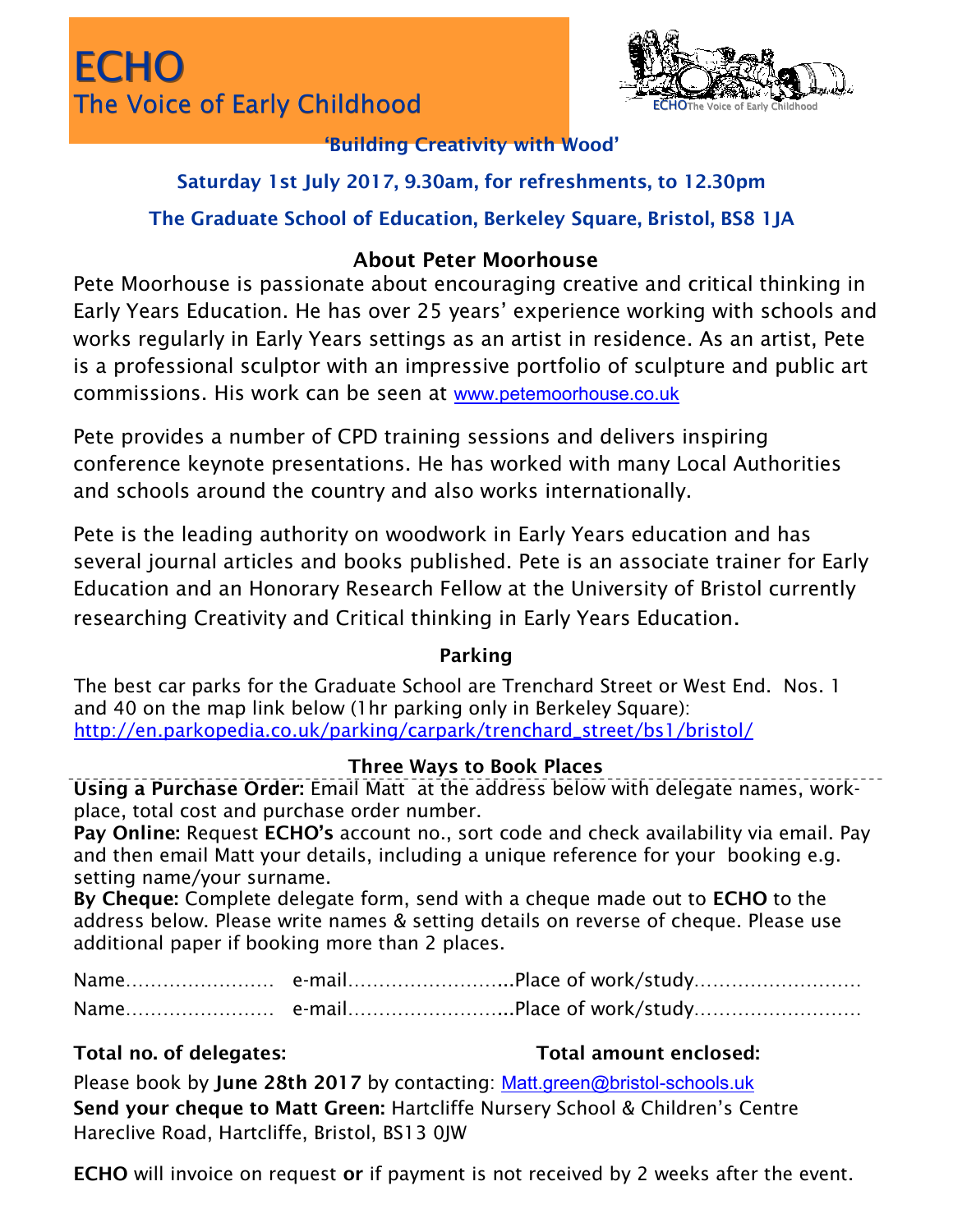# ECHO
## The Voice of Early Childhood

ECHO The Voice of Early Childhood

**'Building Creativity with Wood'**

**Saturday 1st July 2017, 9.30am, for refreshments, to 12.30pm**

**The Graduate School of Education, Berkeley Square, Bristol, BS8 1JA**

### About Peter Moorhouse

Pete Moorhouse is passionate about encouraging creative and critical thinking in Early Years Education. He has over 25 years' experience working with schools and works regularly in Early Years settings as an artist in residence. As an artist, Pete is a professional sculptor with an impressive portfolio of sculpture and public art commissions. His work can be seen at www.petemoorhouse.co.uk

Pete provides a number of CPD training sessions and delivers inspiring conference keynote presentations. He has worked with many Local Authorities and schools around the country and also works internationally.

Pete is the leading authority on woodwork in Early Years education and has several journal articles and books published. Pete is an associate trainer for Early Education and an Honorary Research Fellow at the University of Bristol currently researching Creativity and Critical thinking in Early Years Education.

### Parking

The best car parks for the Graduate School are Trenchard Street or West End. Nos. 1 and 40 on the map link below (1hr parking only in Berkeley Square):
http://en.parkopedia.co.uk/parking/carpark/trenchard_street/bs1/bristol/

### Three Ways to Book Places

**Using a Purchase Order:** Email Matt at the address below with delegate names, work-place, total cost and purchase order number.

**Pay Online:** Request **ECHO's** account no., sort code and check availability via email. Pay and then email Matt your details, including a unique reference for your booking e.g. setting name/your surname.

**By Cheque:** Complete delegate form, send with a cheque made out to **ECHO** to the address below. Please write names & setting details on reverse of cheque. Please use additional paper if booking more than 2 places.

Name…………………… e-mail……………………...Place of work/study………………………

Name…………………… e-mail……………………...Place of work/study………………………

**Total no. of delegates:** **Total amount enclosed:**

Please book by **June 28th 2017** by contacting: Matt.green@bristol-schools.uk

**Send your cheque to Matt Green:** Hartcliffe Nursery School & Children's Centre Hareclive Road, Hartcliffe, Bristol, BS13 0JW

**ECHO** will invoice on request **or** if payment is not received by 2 weeks after the event.